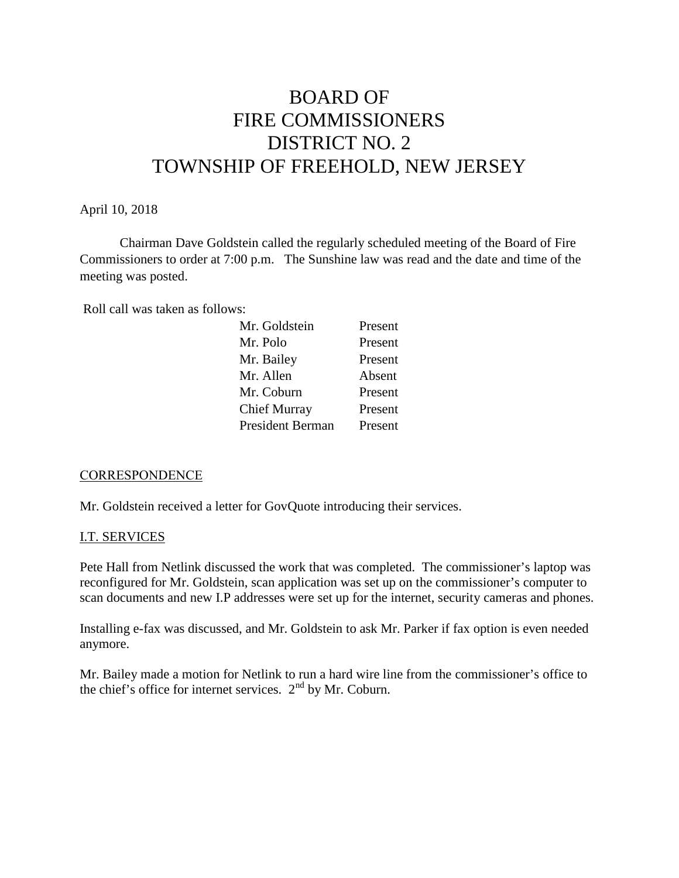# BOARD OF FIRE COMMISSIONERS DISTRICT NO. 2 TOWNSHIP OF FREEHOLD, NEW JERSEY

April 10, 2018

Chairman Dave Goldstein called the regularly scheduled meeting of the Board of Fire Commissioners to order at 7:00 p.m. The Sunshine law was read and the date and time of the meeting was posted.

Roll call was taken as follows:

| | |
|---|---|
| Mr. Goldstein | Present |
| Mr. Polo | Present |
| Mr. Bailey | Present |
| Mr. Allen | Absent |
| Mr. Coburn | Present |
| Chief Murray | Present |
| President Berman | Present |

## CORRESPONDENCE

Mr. Goldstein received a letter for GovQuote introducing their services.

## I.T. SERVICES

Pete Hall from Netlink discussed the work that was completed. The commissioner's laptop was reconfigured for Mr. Goldstein, scan application was set up on the commissioner's computer to scan documents and new I.P addresses were set up for the internet, security cameras and phones.

Installing e-fax was discussed, and Mr. Goldstein to ask Mr. Parker if fax option is even needed anymore.

Mr. Bailey made a motion for Netlink to run a hard wire line from the commissioner's office to the chief's office for internet services. 2nd by Mr. Coburn.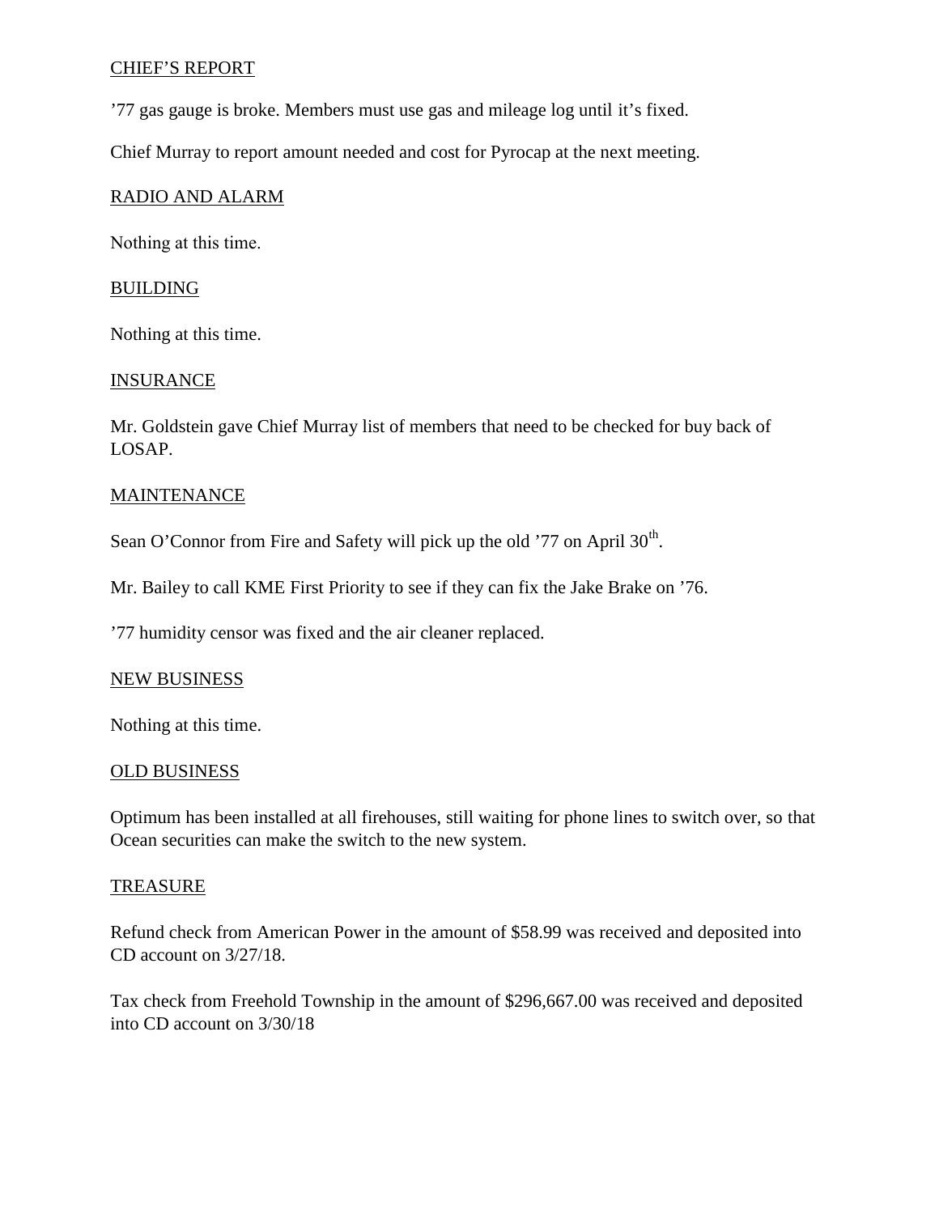## CHIEF'S REPORT

'77 gas gauge is broke. Members must use gas and mileage log until it's fixed.

Chief Murray to report amount needed and cost for Pyrocap at the next meeting.

## RADIO AND ALARM

Nothing at this time.

## BUILDING

Nothing at this time.

## INSURANCE

Mr. Goldstein gave Chief Murray list of members that need to be checked for buy back of LOSAP.

## MAINTENANCE

Sean O'Connor from Fire and Safety will pick up the old '77 on April 30th.

Mr. Bailey to call KME First Priority to see if they can fix the Jake Brake on '76.

'77 humidity censor was fixed and the air cleaner replaced.

## NEW BUSINESS

Nothing at this time.

## OLD BUSINESS

Optimum has been installed at all firehouses, still waiting for phone lines to switch over, so that Ocean securities can make the switch to the new system.

## TREASURE

Refund check from American Power in the amount of $58.99 was received and deposited into CD account on 3/27/18.

Tax check from Freehold Township in the amount of $296,667.00 was received and deposited into CD account on 3/30/18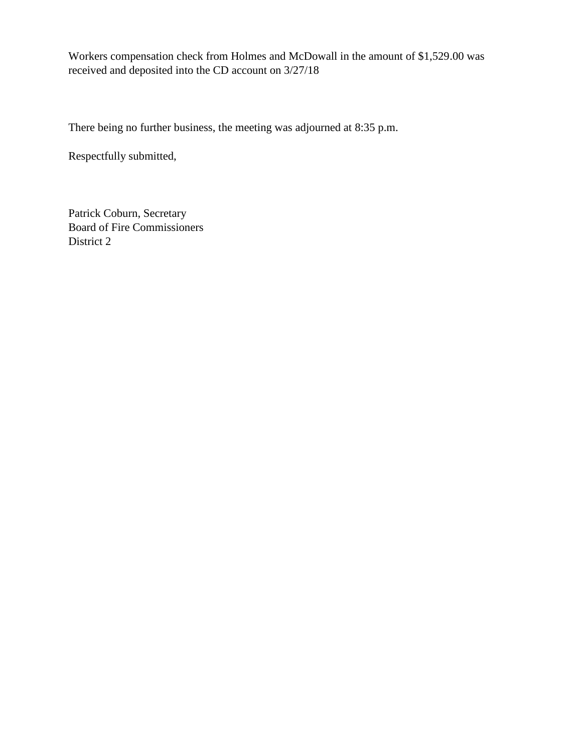Workers compensation check from Holmes and McDowall in the amount of $1,529.00 was received and deposited into the CD account on 3/27/18

There being no further business, the meeting was adjourned at 8:35 p.m.

Respectfully submitted,

Patrick Coburn, Secretary  
Board of Fire Commissioners  
District 2